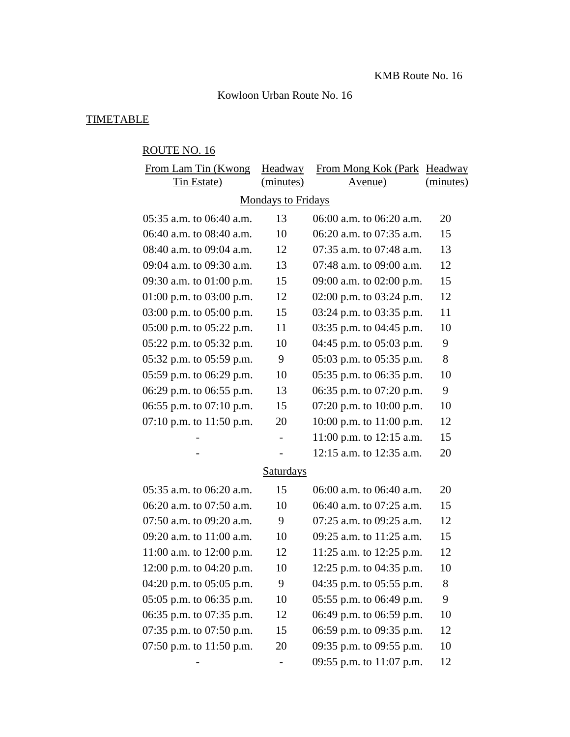KMB Route No. 16

Kowloon Urban Route No. 16

TIMETABLE

ROUTE NO. 16

| From Lam Tin (Kwong Tin Estate) | Headway (minutes) | From Mong Kok (Park Avenue) | Headway (minutes) |
|---|---|---|---|
| **Mondays to Fridays** | | | |
| 05:35 a.m. to 06:40 a.m. | 13 | 06:00 a.m. to 06:20 a.m. | 20 |
| 06:40 a.m. to 08:40 a.m. | 10 | 06:20 a.m. to 07:35 a.m. | 15 |
| 08:40 a.m. to 09:04 a.m. | 12 | 07:35 a.m. to 07:48 a.m. | 13 |
| 09:04 a.m. to 09:30 a.m. | 13 | 07:48 a.m. to 09:00 a.m. | 12 |
| 09:30 a.m. to 01:00 p.m. | 15 | 09:00 a.m. to 02:00 p.m. | 15 |
| 01:00 p.m. to 03:00 p.m. | 12 | 02:00 p.m. to 03:24 p.m. | 12 |
| 03:00 p.m. to 05:00 p.m. | 15 | 03:24 p.m. to 03:35 p.m. | 11 |
| 05:00 p.m. to 05:22 p.m. | 11 | 03:35 p.m. to 04:45 p.m. | 10 |
| 05:22 p.m. to 05:32 p.m. | 10 | 04:45 p.m. to 05:03 p.m. | 9 |
| 05:32 p.m. to 05:59 p.m. | 9 | 05:03 p.m. to 05:35 p.m. | 8 |
| 05:59 p.m. to 06:29 p.m. | 10 | 05:35 p.m. to 06:35 p.m. | 10 |
| 06:29 p.m. to 06:55 p.m. | 13 | 06:35 p.m. to 07:20 p.m. | 9 |
| 06:55 p.m. to 07:10 p.m. | 15 | 07:20 p.m. to 10:00 p.m. | 10 |
| 07:10 p.m. to 11:50 p.m. | 20 | 10:00 p.m. to 11:00 p.m. | 12 |
| - | - | 11:00 p.m. to 12:15 a.m. | 15 |
| - | - | 12:15 a.m. to 12:35 a.m. | 20 |
| **Saturdays** | | | |
| 05:35 a.m. to 06:20 a.m. | 15 | 06:00 a.m. to 06:40 a.m. | 20 |
| 06:20 a.m. to 07:50 a.m. | 10 | 06:40 a.m. to 07:25 a.m. | 15 |
| 07:50 a.m. to 09:20 a.m. | 9 | 07:25 a.m. to 09:25 a.m. | 12 |
| 09:20 a.m. to 11:00 a.m. | 10 | 09:25 a.m. to 11:25 a.m. | 15 |
| 11:00 a.m. to 12:00 p.m. | 12 | 11:25 a.m. to 12:25 p.m. | 12 |
| 12:00 p.m. to 04:20 p.m. | 10 | 12:25 p.m. to 04:35 p.m. | 10 |
| 04:20 p.m. to 05:05 p.m. | 9 | 04:35 p.m. to 05:55 p.m. | 8 |
| 05:05 p.m. to 06:35 p.m. | 10 | 05:55 p.m. to 06:49 p.m. | 9 |
| 06:35 p.m. to 07:35 p.m. | 12 | 06:49 p.m. to 06:59 p.m. | 10 |
| 07:35 p.m. to 07:50 p.m. | 15 | 06:59 p.m. to 09:35 p.m. | 12 |
| 07:50 p.m. to 11:50 p.m. | 20 | 09:35 p.m. to 09:55 p.m. | 10 |
| - | - | 09:55 p.m. to 11:07 p.m. | 12 |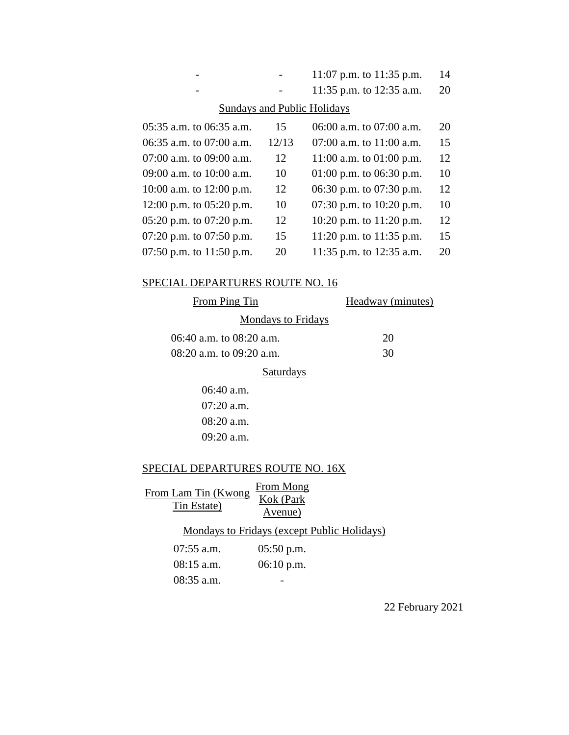| | | | |
|---|---|---|---|
| - | - | 11:07 p.m. to 11:35 p.m. | 14 |
| - | - | 11:35 p.m. to 12:35 a.m. | 20 |
| Sundays and Public Holidays | | | |
| 05:35 a.m. to 06:35 a.m. | 15 | 06:00 a.m. to 07:00 a.m. | 20 |
| 06:35 a.m. to 07:00 a.m. | 12/13 | 07:00 a.m. to 11:00 a.m. | 15 |
| 07:00 a.m. to 09:00 a.m. | 12 | 11:00 a.m. to 01:00 p.m. | 12 |
| 09:00 a.m. to 10:00 a.m. | 10 | 01:00 p.m. to 06:30 p.m. | 10 |
| 10:00 a.m. to 12:00 p.m. | 12 | 06:30 p.m. to 07:30 p.m. | 12 |
| 12:00 p.m. to 05:20 p.m. | 10 | 07:30 p.m. to 10:20 p.m. | 10 |
| 05:20 p.m. to 07:20 p.m. | 12 | 10:20 p.m. to 11:20 p.m. | 12 |
| 07:20 p.m. to 07:50 p.m. | 15 | 11:20 p.m. to 11:35 p.m. | 15 |
| 07:50 p.m. to 11:50 p.m. | 20 | 11:35 p.m. to 12:35 a.m. | 20 |

SPECIAL DEPARTURES ROUTE NO. 16

| From Ping Tin | Headway (minutes) |
|---|---|
| Mondays to Fridays | |
| 06:40 a.m. to 08:20 a.m. | 20 |
| 08:20 a.m. to 09:20 a.m. | 30 |
| Saturdays | |
| 06:40 a.m. | |
| 07:20 a.m. | |
| 08:20 a.m. | |
| 09:20 a.m. | |

SPECIAL DEPARTURES ROUTE NO. 16X

| From Lam Tin (Kwong Tin Estate) | From Mong Kok (Park Avenue) |
|---|---|
| Mondays to Fridays (except Public Holidays) | |
| 07:55 a.m. | 05:50 p.m. |
| 08:15 a.m. | 06:10 p.m. |
| 08:35 a.m. | - |

22 February 2021